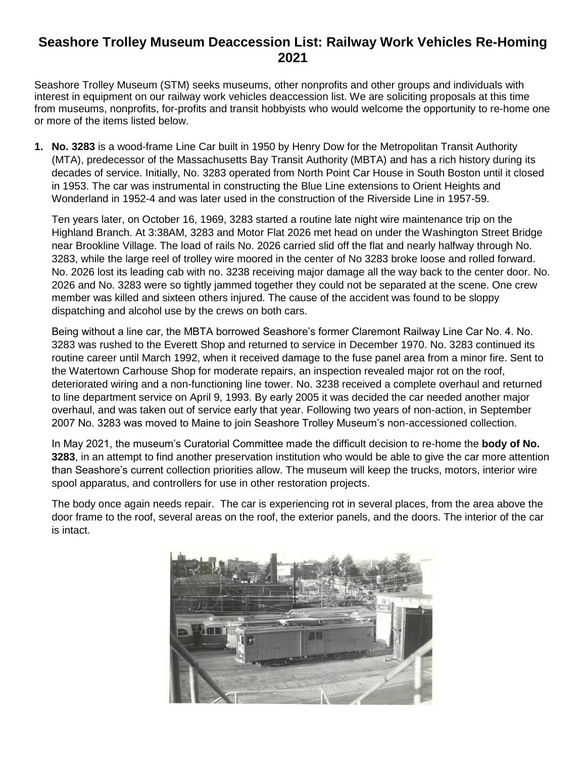# Seashore Trolley Museum Deaccession List: Railway Work Vehicles Re-Homing 2021

Seashore Trolley Museum (STM) seeks museums, other nonprofits and other groups and individuals with interest in equipment on our railway work vehicles deaccession list. We are soliciting proposals at this time from museums, nonprofits, for-profits and transit hobbyists who would welcome the opportunity to re-home one or more of the items listed below.

1. **No. 3283** is a wood-frame Line Car built in 1950 by Henry Dow for the Metropolitan Transit Authority (MTA), predecessor of the Massachusetts Bay Transit Authority (MBTA) and has a rich history during its decades of service. Initially, No. 3283 operated from North Point Car House in South Boston until it closed in 1953. The car was instrumental in constructing the Blue Line extensions to Orient Heights and Wonderland in 1952-4 and was later used in the construction of the Riverside Line in 1957-59.

   Ten years later, on October 16, 1969, 3283 started a routine late night wire maintenance trip on the Highland Branch. At 3:38AM, 3283 and Motor Flat 2026 met head on under the Washington Street Bridge near Brookline Village. The load of rails No. 2026 carried slid off the flat and nearly halfway through No. 3283, while the large reel of trolley wire moored in the center of No 3283 broke loose and rolled forward. No. 2026 lost its leading cab with no. 3238 receiving major damage all the way back to the center door. No. 2026 and No. 3283 were so tightly jammed together they could not be separated at the scene. One crew member was killed and sixteen others injured. The cause of the accident was found to be sloppy dispatching and alcohol use by the crews on both cars.

   Being without a line car, the MBTA borrowed Seashore's former Claremont Railway Line Car No. 4. No. 3283 was rushed to the Everett Shop and returned to service in December 1970. No. 3283 continued its routine career until March 1992, when it received damage to the fuse panel area from a minor fire. Sent to the Watertown Carhouse Shop for moderate repairs, an inspection revealed major rot on the roof, deteriorated wiring and a non-functioning line tower. No. 3238 received a complete overhaul and returned to line department service on April 9, 1993. By early 2005 it was decided the car needed another major overhaul, and was taken out of service early that year. Following two years of non-action, in September 2007 No. 3283 was moved to Maine to join Seashore Trolley Museum's non-accessioned collection.

   In May 2021, the museum's Curatorial Committee made the difficult decision to re-home the **body of No. 3283**, in an attempt to find another preservation institution who would be able to give the car more attention than Seashore's current collection priorities allow. The museum will keep the trucks, motors, interior wire spool apparatus, and controllers for use in other restoration projects.

   The body once again needs repair. The car is experiencing rot in several places, from the area above the door frame to the roof, several areas on the roof, the exterior panels, and the doors. The interior of the car is intact.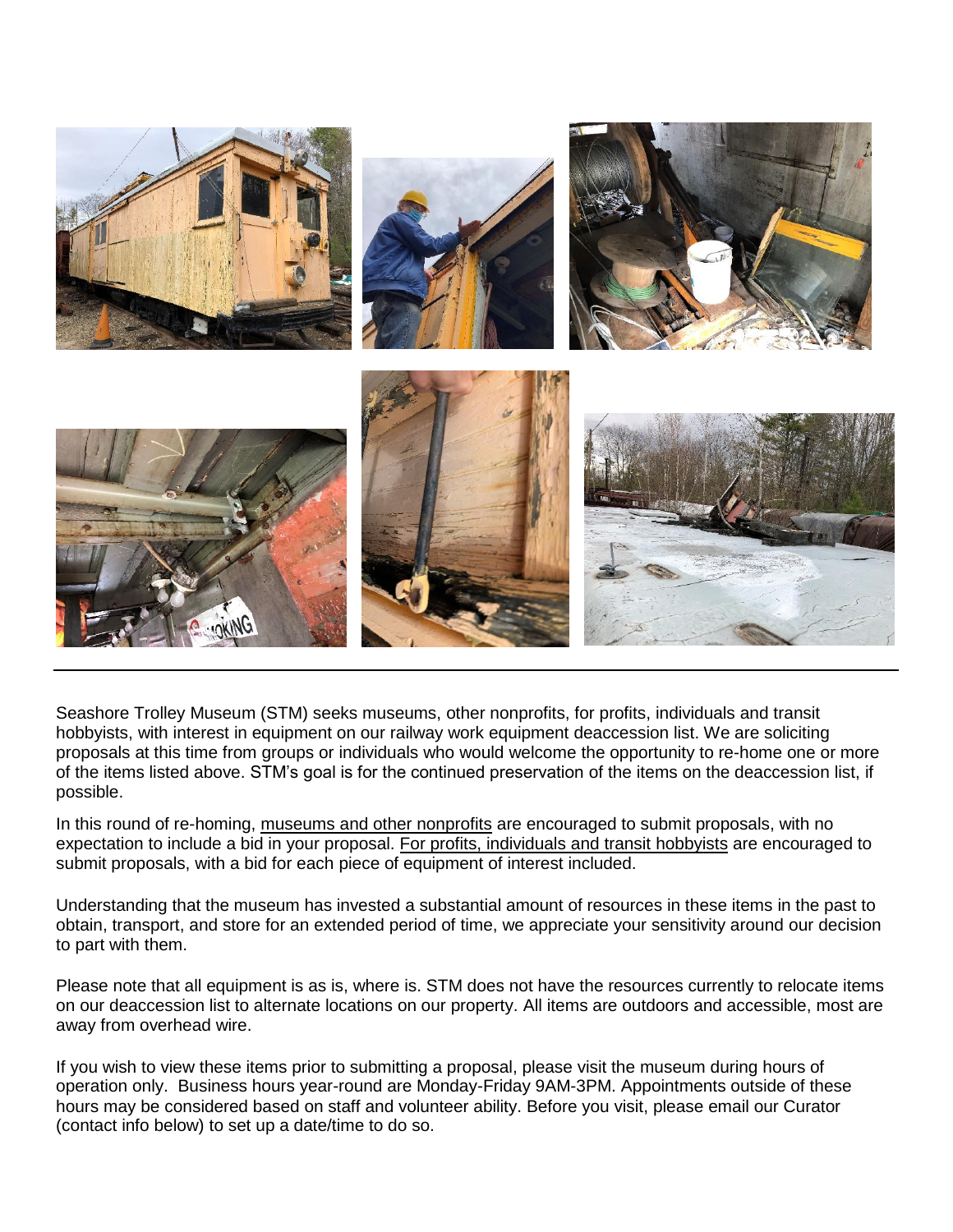Seashore Trolley Museum (STM) seeks museums, other nonprofits, for profits, individuals and transit hobbyists, with interest in equipment on our railway work equipment deaccession list. We are soliciting proposals at this time from groups or individuals who would welcome the opportunity to re-home one or more of the items listed above. STM's goal is for the continued preservation of the items on the deaccession list, if possible.

In this round of re-homing, museums and other nonprofits are encouraged to submit proposals, with no expectation to include a bid in your proposal. For profits, individuals and transit hobbyists are encouraged to submit proposals, with a bid for each piece of equipment of interest included.

Understanding that the museum has invested a substantial amount of resources in these items in the past to obtain, transport, and store for an extended period of time, we appreciate your sensitivity around our decision to part with them.

Please note that all equipment is as is, where is. STM does not have the resources currently to relocate items on our deaccession list to alternate locations on our property. All items are outdoors and accessible, most are away from overhead wire.

If you wish to view these items prior to submitting a proposal, please visit the museum during hours of operation only. Business hours year-round are Monday-Friday 9AM-3PM. Appointments outside of these hours may be considered based on staff and volunteer ability. Before you visit, please email our Curator (contact info below) to set up a date/time to do so.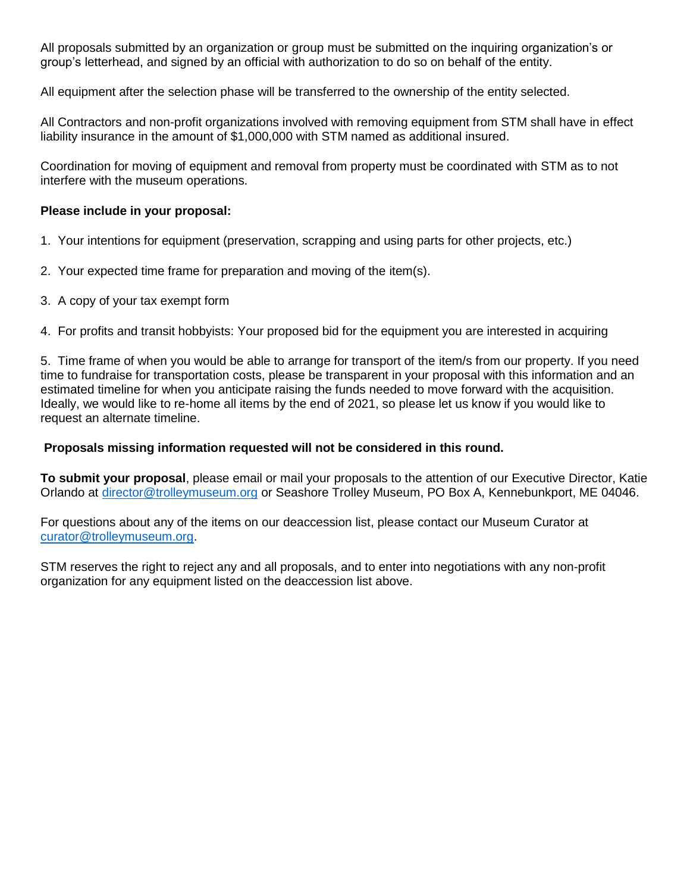All proposals submitted by an organization or group must be submitted on the inquiring organization's or group's letterhead, and signed by an official with authorization to do so on behalf of the entity.

All equipment after the selection phase will be transferred to the ownership of the entity selected.

All Contractors and non-profit organizations involved with removing equipment from STM shall have in effect liability insurance in the amount of $1,000,000 with STM named as additional insured.

Coordination for moving of equipment and removal from property must be coordinated with STM as to not interfere with the museum operations.

**Please include in your proposal:**

1. Your intentions for equipment (preservation, scrapping and using parts for other projects, etc.)

2. Your expected time frame for preparation and moving of the item(s).

3. A copy of your tax exempt form

4. For profits and transit hobbyists: Your proposed bid for the equipment you are interested in acquiring

5. Time frame of when you would be able to arrange for transport of the item/s from our property. If you need time to fundraise for transportation costs, please be transparent in your proposal with this information and an estimated timeline for when you anticipate raising the funds needed to move forward with the acquisition. Ideally, we would like to re-home all items by the end of 2021, so please let us know if you would like to request an alternate timeline.

**Proposals missing information requested will not be considered in this round.**

**To submit your proposal**, please email or mail your proposals to the attention of our Executive Director, Katie Orlando at director@trolleymuseum.org or Seashore Trolley Museum, PO Box A, Kennebunkport, ME 04046.

For questions about any of the items on our deaccession list, please contact our Museum Curator at curator@trolleymuseum.org.

STM reserves the right to reject any and all proposals, and to enter into negotiations with any non-profit organization for any equipment listed on the deaccession list above.